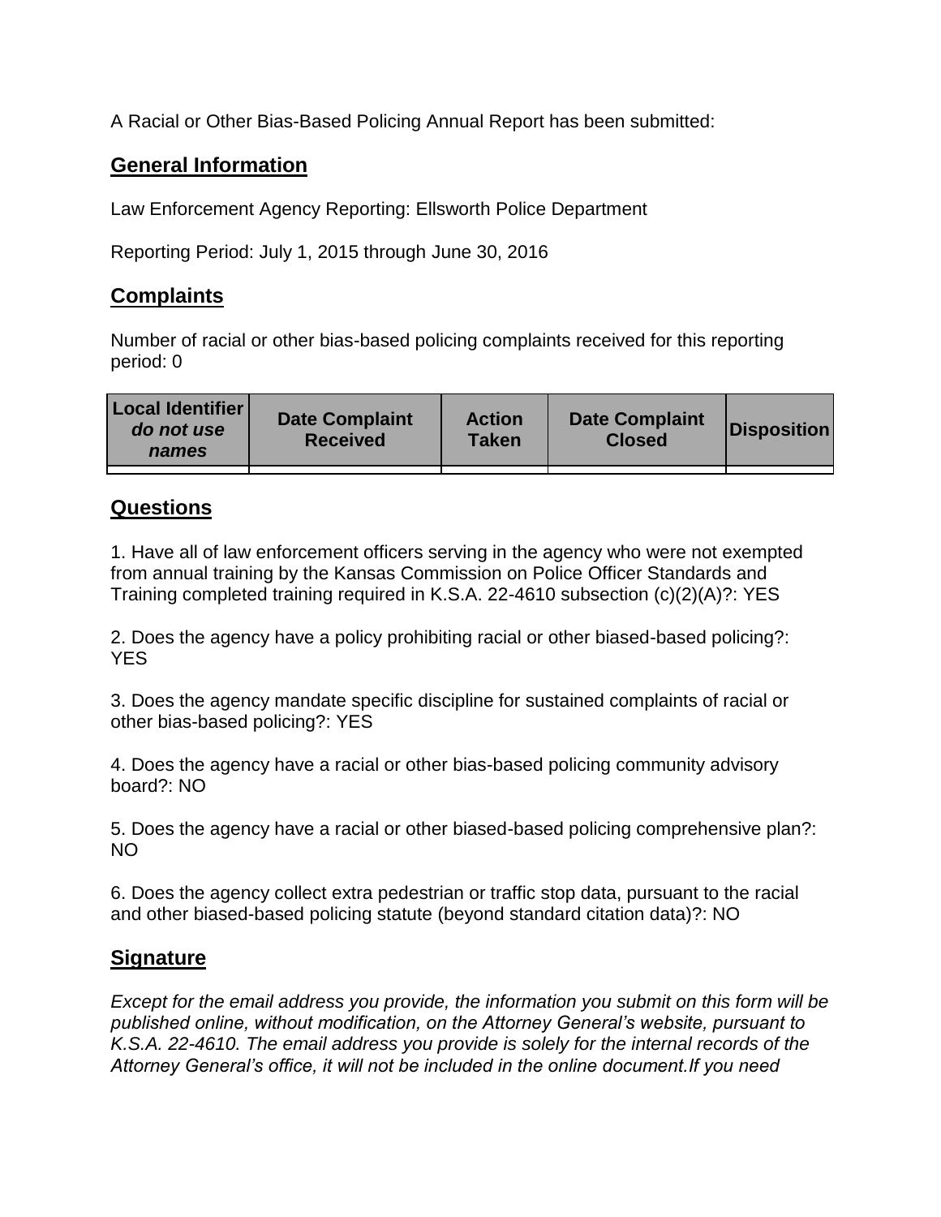A Racial or Other Bias-Based Policing Annual Report has been submitted:

## General Information

Law Enforcement Agency Reporting: Ellsworth Police Department

Reporting Period: July 1, 2015 through June 30, 2016

## Complaints

Number of racial or other bias-based policing complaints received for this reporting period: 0

| Local Identifier *do not use names* | Date Complaint Received | Action Taken | Date Complaint Closed | Disposition |
|---|---|---|---|---|
| | | | | |

## Questions

1. Have all of law enforcement officers serving in the agency who were not exempted from annual training by the Kansas Commission on Police Officer Standards and Training completed training required in K.S.A. 22-4610 subsection (c)(2)(A)?: YES

2. Does the agency have a policy prohibiting racial or other biased-based policing?: YES

3. Does the agency mandate specific discipline for sustained complaints of racial or other bias-based policing?: YES

4. Does the agency have a racial or other bias-based policing community advisory board?: NO

5. Does the agency have a racial or other biased-based policing comprehensive plan?: NO

6. Does the agency collect extra pedestrian or traffic stop data, pursuant to the racial and other biased-based policing statute (beyond standard citation data)?: NO

## Signature

*Except for the email address you provide, the information you submit on this form will be published online, without modification, on the Attorney General's website, pursuant to K.S.A. 22-4610. The email address you provide is solely for the internal records of the Attorney General's office, it will not be included in the online document.If you need*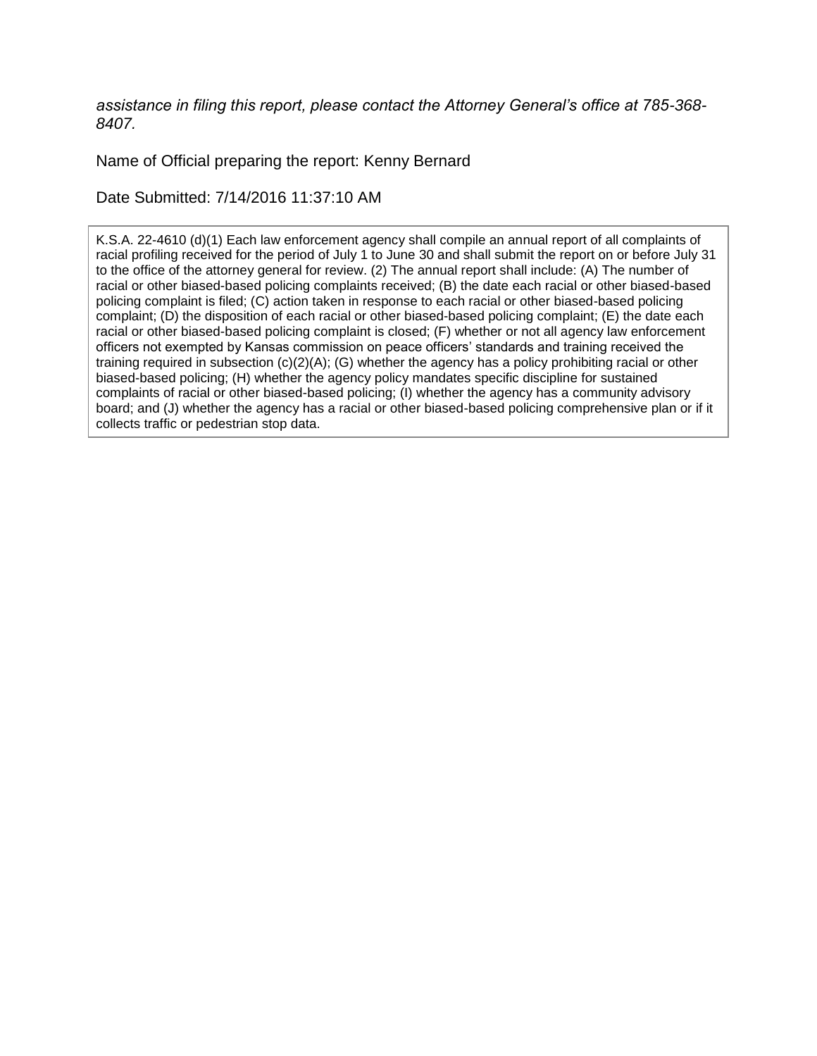*assistance in filing this report, please contact the Attorney General's office at 785-368-8407.*

Name of Official preparing the report: Kenny Bernard

Date Submitted: 7/14/2016 11:37:10 AM

K.S.A. 22-4610 (d)(1) Each law enforcement agency shall compile an annual report of all complaints of racial profiling received for the period of July 1 to June 30 and shall submit the report on or before July 31 to the office of the attorney general for review. (2) The annual report shall include: (A) The number of racial or other biased-based policing complaints received; (B) the date each racial or other biased-based policing complaint is filed; (C) action taken in response to each racial or other biased-based policing complaint; (D) the disposition of each racial or other biased-based policing complaint; (E) the date each racial or other biased-based policing complaint is closed; (F) whether or not all agency law enforcement officers not exempted by Kansas commission on peace officers' standards and training received the training required in subsection (c)(2)(A); (G) whether the agency has a policy prohibiting racial or other biased-based policing; (H) whether the agency policy mandates specific discipline for sustained complaints of racial or other biased-based policing; (I) whether the agency has a community advisory board; and (J) whether the agency has a racial or other biased-based policing comprehensive plan or if it collects traffic or pedestrian stop data.